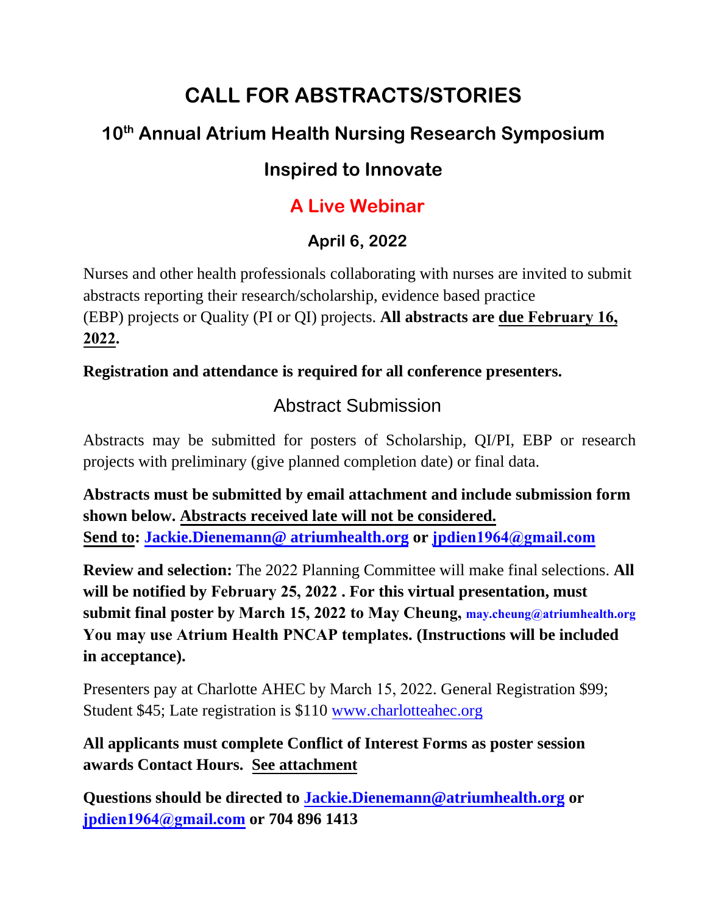# CALL FOR ABSTRACTS/STORIES

## 10th Annual Atrium Health Nursing Research Symposium

## Inspired to Innovate

## A Live Webinar

### April 6, 2022

Nurses and other health professionals collaborating with nurses are invited to submit abstracts reporting their research/scholarship, evidence based practice (EBP) projects or Quality (PI or QI) projects. **All abstracts are due February 16, 2022.**

**Registration and attendance is required for all conference presenters.**

## Abstract Submission

Abstracts may be submitted for posters of Scholarship, QI/PI, EBP or research projects with preliminary (give planned completion date) or final data.

**Abstracts must be submitted by email attachment and include submission form shown below. Abstracts received late will not be considered.**
**Send to: Jackie.Dienemann@ atriumhealth.org or jpdien1964@gmail.com**

**Review and selection:** The 2022 Planning Committee will make final selections. **All will be notified by February 25, 2022 . For this virtual presentation, must submit final poster by March 15, 2022 to May Cheung, may.cheung@atriumhealth.org You may use Atrium Health PNCAP templates. (Instructions will be included in acceptance).**

Presenters pay at Charlotte AHEC by March 15, 2022. General Registration $99; Student $45; Late registration is $110 www.charlotteahec.org

**All applicants must complete Conflict of Interest Forms as poster session awards Contact Hours. See attachment**

**Questions should be directed to Jackie.Dienemann@atriumhealth.org or jpdien1964@gmail.com or 704 896 1413**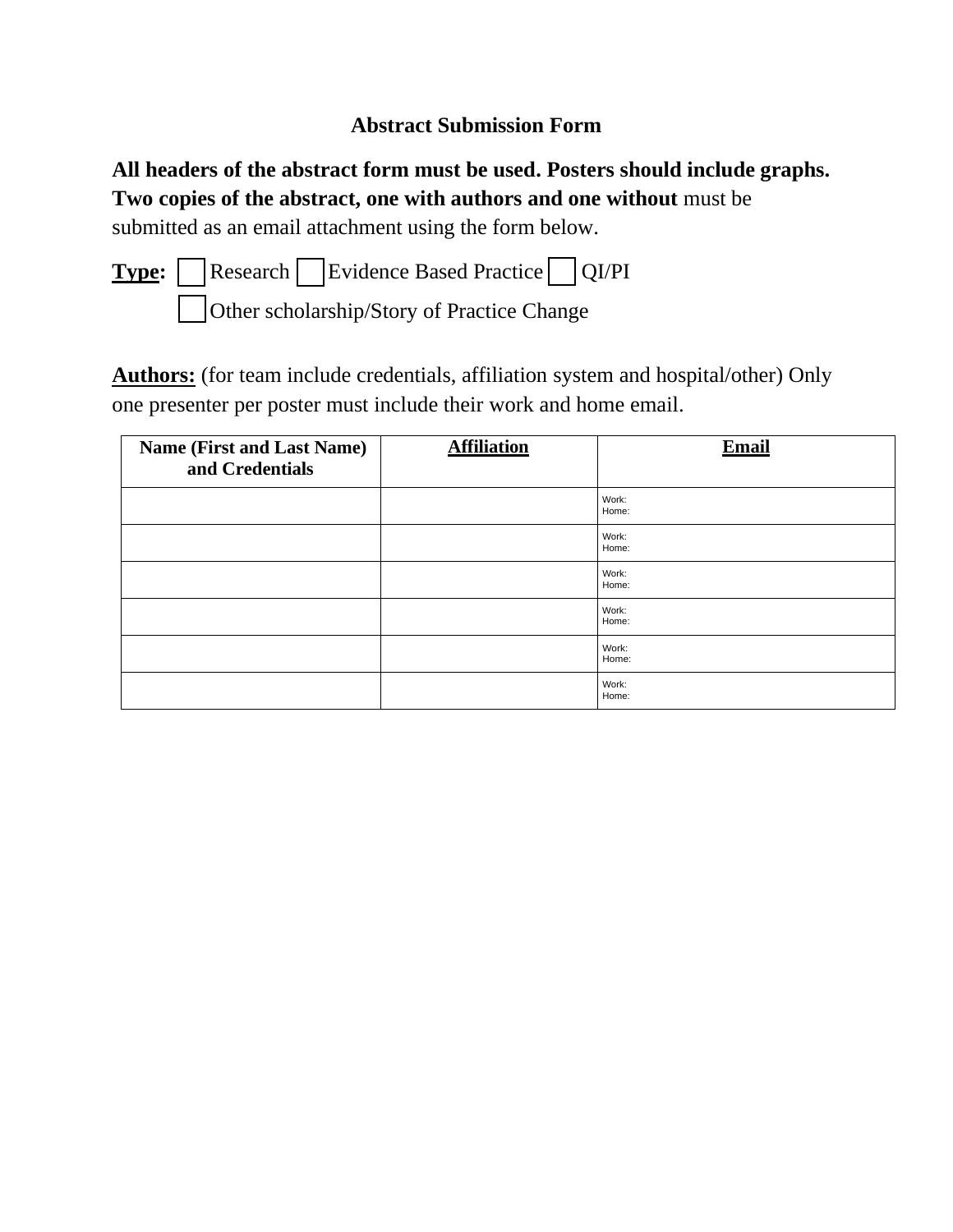# Abstract Submission Form

**All headers of the abstract form must be used. Posters should include graphs. Two copies of the abstract, one with authors and one without** must be submitted as an email attachment using the form below.

**Type:** ☐ Research ☐ Evidence Based Practice ☐ QI/PI

☐ Other scholarship/Story of Practice Change

**Authors:** (for team include credentials, affiliation system and hospital/other) Only one presenter per poster must include their work and home email.

| Name (First and Last Name) and Credentials | Affiliation | Email |
|---|---|---|
| | | Work:<br>Home: |
| | | Work:<br>Home: |
| | | Work:<br>Home: |
| | | Work:<br>Home: |
| | | Work:<br>Home: |
| | | Work:<br>Home: |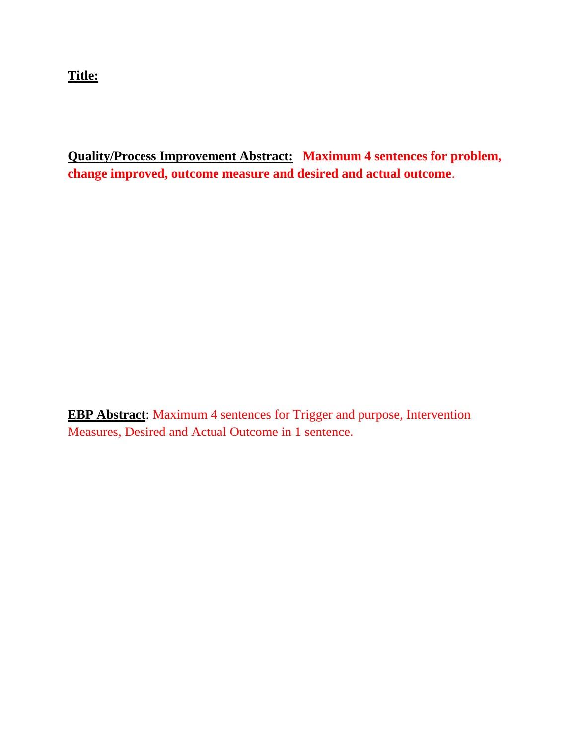**Title:**

**Quality/Process Improvement Abstract:** **Maximum 4 sentences for problem, change improved, outcome measure and desired and actual outcome**.

**EBP Abstract**: Maximum 4 sentences for Trigger and purpose, Intervention Measures, Desired and Actual Outcome in 1 sentence.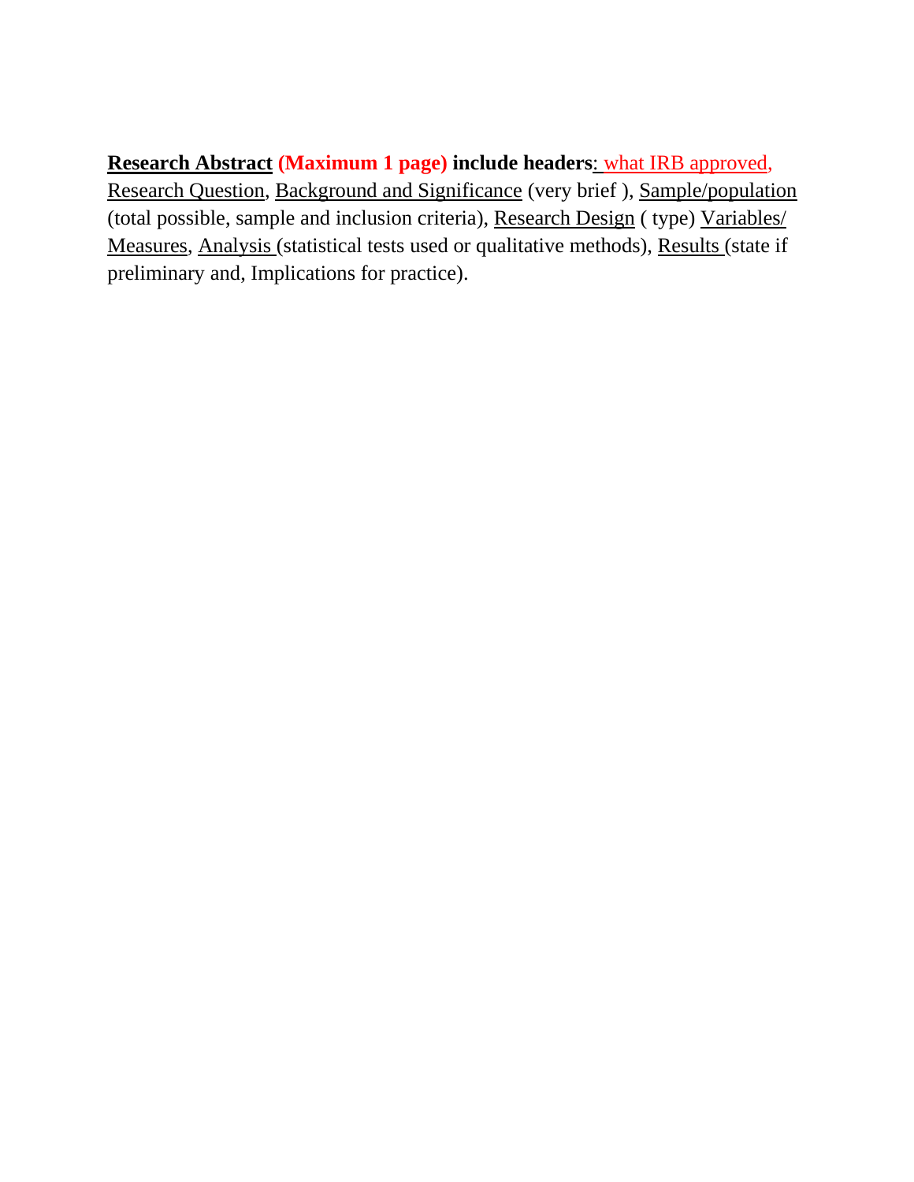**Research Abstract** **(Maximum 1 page)** **include headers**: what IRB approved, Research Question, Background and Significance (very brief ), Sample/population (total possible, sample and inclusion criteria), Research Design ( type) Variables/ Measures, Analysis (statistical tests used or qualitative methods), Results (state if preliminary and, Implications for practice).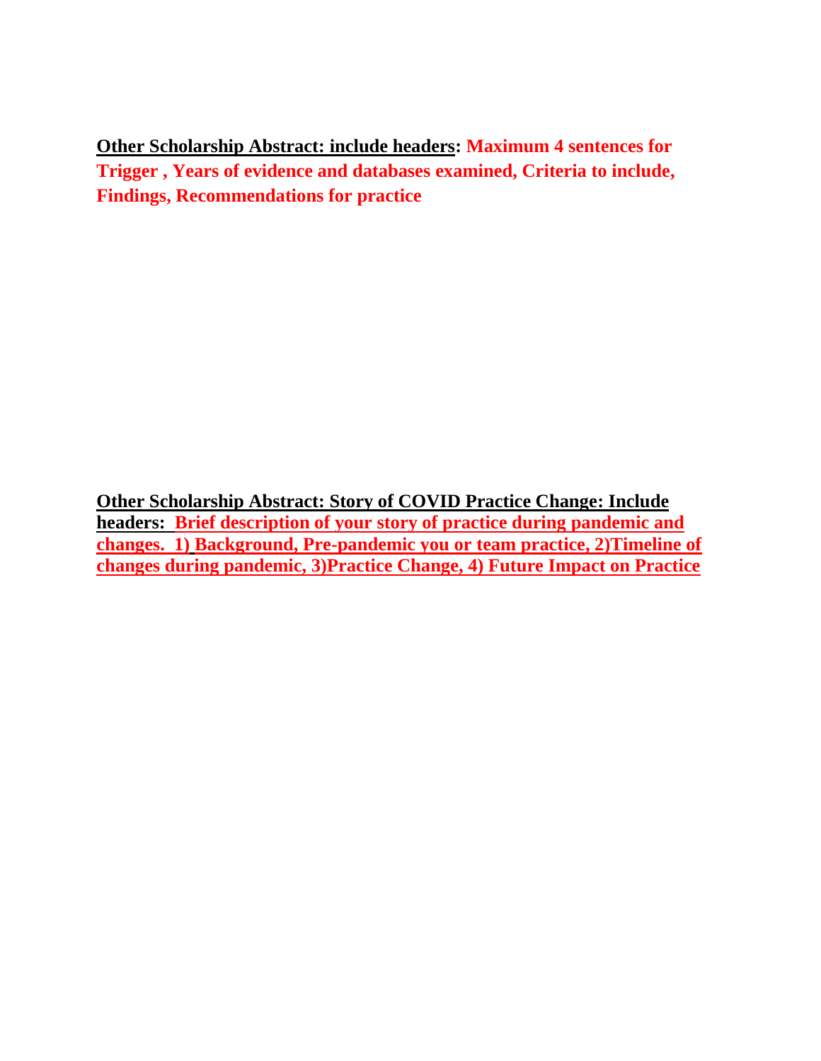**<u>Other Scholarship Abstract: include headers</u>: Maximum 4 sentences for Trigger , Years of evidence and databases examined, Criteria to include, Findings, Recommendations for practice**

**<u>Other Scholarship Abstract: Story of COVID Practice Change: Include headers:</u> <u>Brief description of your story of practice during pandemic and changes. 1) Background, Pre-pandemic you or team practice, 2)Timeline of changes during pandemic, 3)Practice Change, 4) Future Impact on Practice</u>**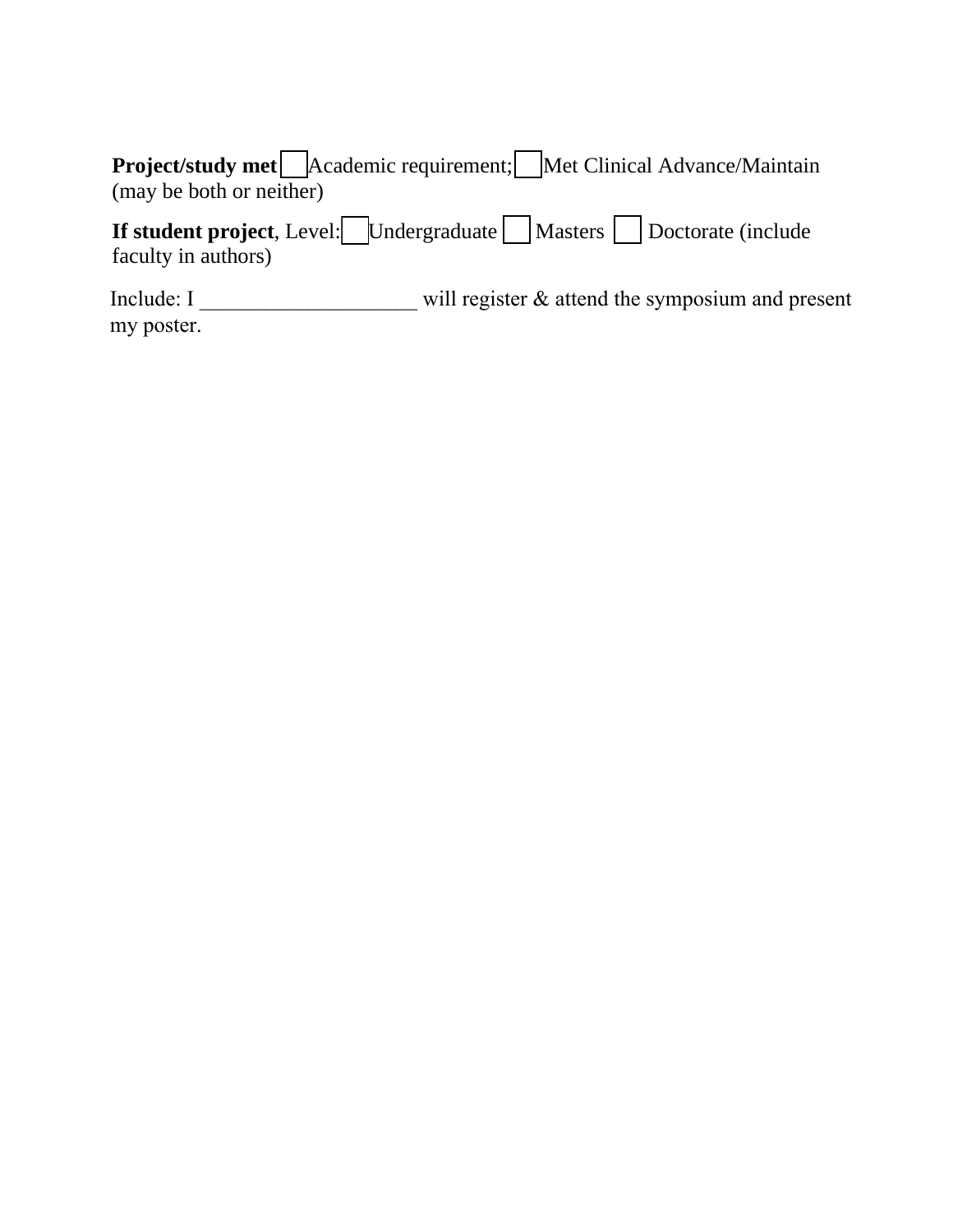**Project/study met** ☐ Academic requirement; ☐ Met Clinical Advance/Maintain (may be both or neither)

**If student project**, Level: ☐ Undergraduate ☐ Masters ☐ Doctorate (include faculty in authors)

Include: I ____________________ will register & attend the symposium and present my poster.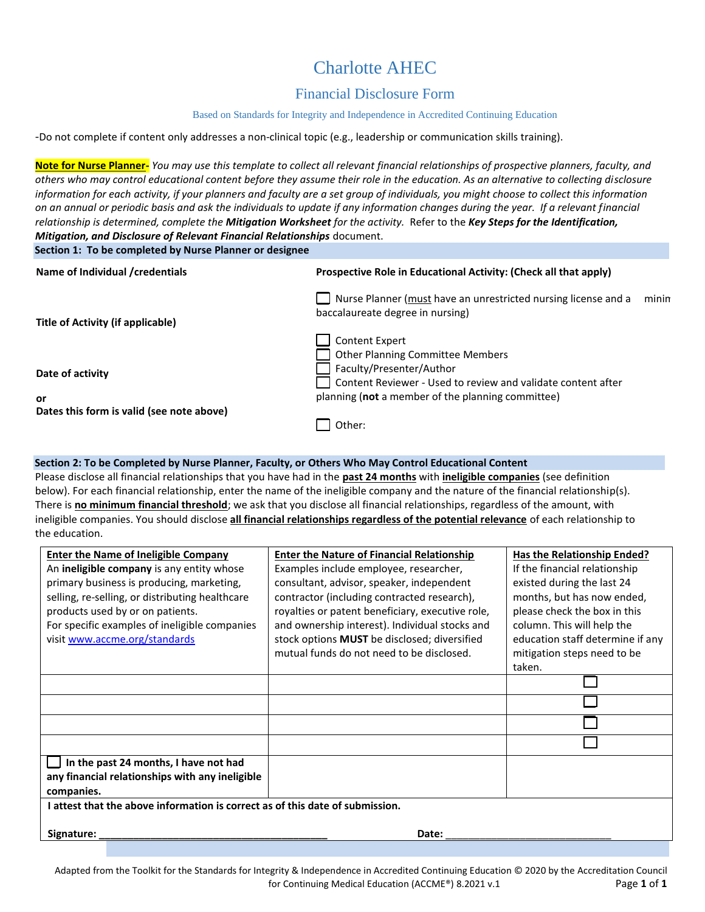# Charlotte AHEC

## Financial Disclosure Form

Based on Standards for Integrity and Independence in Accredited Continuing Education

-Do not complete if content only addresses a non-clinical topic (e.g., leadership or communication skills training).

**Note for Nurse Planner-** *You may use this template to collect all relevant financial relationships of prospective planners, faculty, and others who may control educational content before they assume their role in the education. As an alternative to collecting disclosure information for each activity, if your planners and faculty are a set group of individuals, you might choose to collect this information on an annual or periodic basis and ask the individuals to update if any information changes during the year. If a relevant financial relationship is determined, complete the* ***Mitigation Worksheet*** *for the activity.* Refer to the ***Key Steps for the Identification, Mitigation, and Disclosure of Relevant Financial Relationships*** document.

**Section 1: To be completed by Nurse Planner or designee**

**Name of Individual /credentials**

**Title of Activity (if applicable)**

**Date of activity**

**or**
**Dates this form is valid (see note above)**

**Prospective Role in Educational Activity: (Check all that apply)**

- ☐ Nurse Planner (must have an unrestricted nursing license and a minim baccalaureate degree in nursing)
- ☐ Content Expert
- ☐ Other Planning Committee Members
- ☐ Faculty/Presenter/Author
- ☐ Content Reviewer - Used to review and validate content after planning (**not** a member of the planning committee)
- ☐ Other:

**Section 2: To be Completed by Nurse Planner, Faculty, or Others Who May Control Educational Content**

Please disclose all financial relationships that you have had in the **past 24 months** with **ineligible companies** (see definition below). For each financial relationship, enter the name of the ineligible company and the nature of the financial relationship(s). There is **no minimum financial threshold**; we ask that you disclose all financial relationships, regardless of the amount, with ineligible companies. You should disclose **all financial relationships regardless of the potential relevance** of each relationship to the education.

| **Enter the Name of Ineligible Company** An **ineligible company** is any entity whose primary business is producing, marketing, selling, re-selling, or distributing healthcare products used by or on patients. For specific examples of ineligible companies visit www.accme.org/standards | **Enter the Nature of Financial Relationship** Examples include employee, researcher, consultant, advisor, speaker, independent contractor (including contracted research), royalties or patent beneficiary, executive role, and ownership interest). Individual stocks and stock options **MUST** be disclosed; diversified mutual funds do not need to be disclosed. | **Has the Relationship Ended?** If the financial relationship existed during the last 24 months, but has now ended, please check the box in this column. This will help the education staff determine if any mitigation steps need to be taken. |
|---|---|---|
| | | ☐ |
| | | ☐ |
| | | ☐ |
| | | ☐ |
| ☐ **In the past 24 months, I have not had any financial relationships with any ineligible companies.** | | |

**I attest that the above information is correct as of this date of submission.**

**Signature:** ________________________________________ **Date:** _____________________________

Adapted from the Toolkit for the Standards for Integrity & Independence in Accredited Continuing Education © 2020 by the Accreditation Council for Continuing Medical Education (ACCME®) 8.2021 v.1